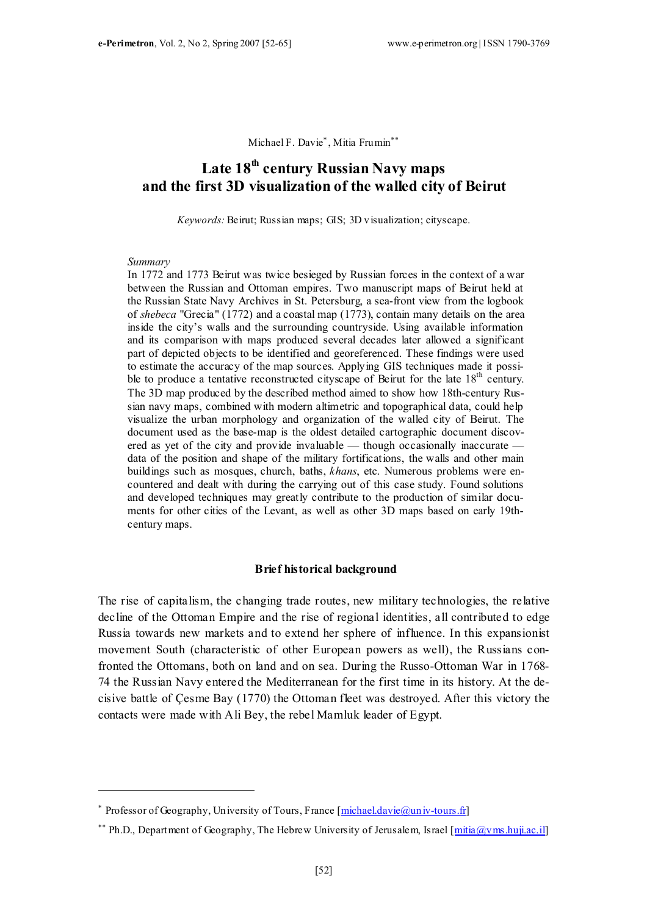Michael F. Davie[*], Mitia Frumin[**]

# Late 18th century Russian Navy maps and the first 3D visualization of the walled city of Beirut

*Keywords:* Beirut; Russian maps; GIS; 3D visualization; cityscape.

*Summary*

In 1772 and 1773 Beirut was twice besieged by Russian forces in the context of a war between the Russian and Ottoman empires. Two manuscript maps of Beirut held at the Russian State Navy Archives in St. Petersburg, a sea-front view from the logbook of *shebeca* "Grecia" (1772) and a coastal map (1773), contain many details on the area inside the city's walls and the surrounding countryside. Using available information and its comparison with maps produced several decades later allowed a significant part of depicted objects to be identified and georeferenced. These findings were used to estimate the accuracy of the map sources. Applying GIS techniques made it possible to produce a tentative reconstructed cityscape of Beirut for the late 18th century. The 3D map produced by the described method aimed to show how 18th-century Russian navy maps, combined with modern altimetric and topographical data, could help visualize the urban morphology and organization of the walled city of Beirut. The document used as the base-map is the oldest detailed cartographic document discovered as yet of the city and provide invaluable — though occasionally inaccurate — data of the position and shape of the military fortifications, the walls and other main buildings such as mosques, church, baths, *khans*, etc. Numerous problems were encountered and dealt with during the carrying out of this case study. Found solutions and developed techniques may greatly contribute to the production of similar documents for other cities of the Levant, as well as other 3D maps based on early 19th-century maps.

## Brief historical background

The rise of capitalism, the changing trade routes, new military technologies, the relative decline of the Ottoman Empire and the rise of regional identities, all contributed to edge Russia towards new markets and to extend her sphere of influence. In this expansionist movement South (characteristic of other European powers as well), the Russians confronted the Ottomans, both on land and on sea. During the Russo-Ottoman War in 1768-74 the Russian Navy entered the Mediterranean for the first time in its history. At the decisive battle of Çesme Bay (1770) the Ottoman fleet was destroyed. After this victory the contacts were made with Ali Bey, the rebel Mamluk leader of Egypt.

---

[*] Professor of Geography, University of Tours, France [michael.davie@univ-tours.fr]

[**] Ph.D., Department of Geography, The Hebrew University of Jerusalem, Israel [mitia@vms.huji.ac.il]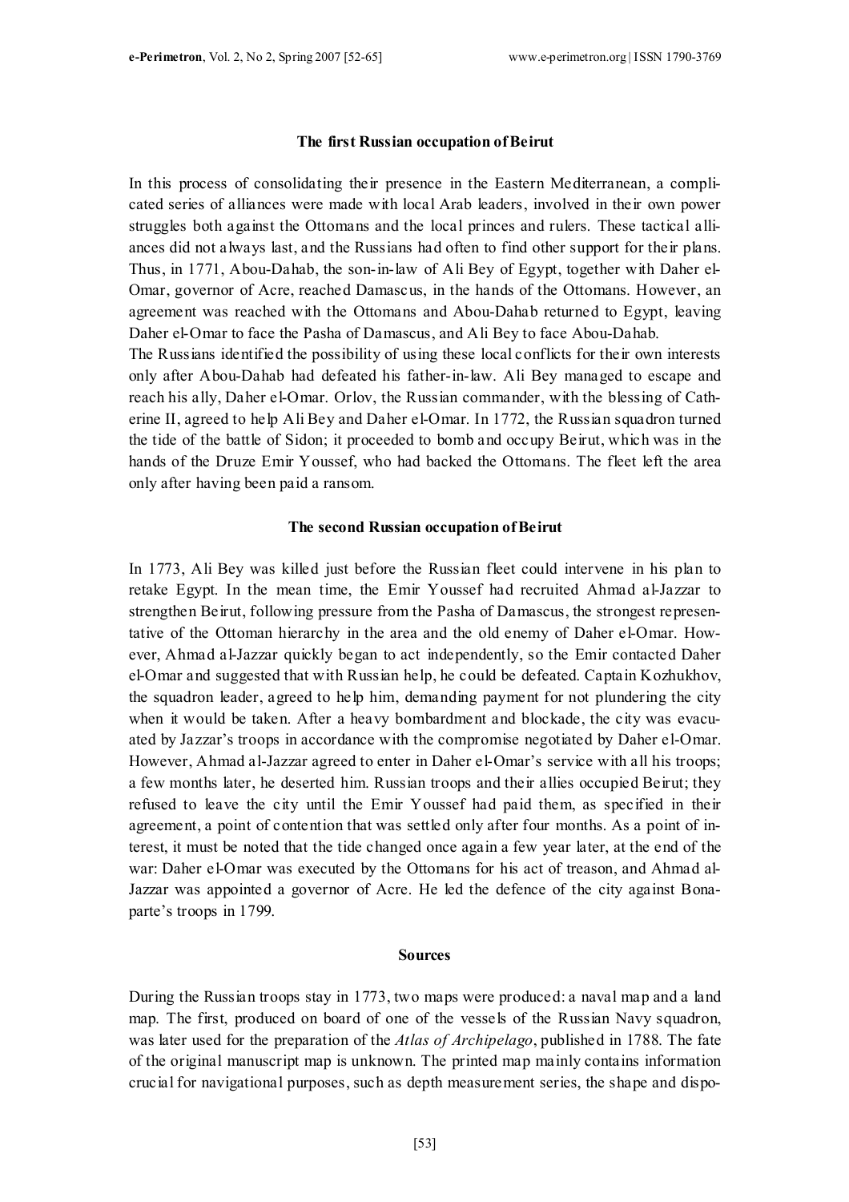## The first Russian occupation of Beirut

In this process of consolidating their presence in the Eastern Mediterranean, a complicated series of alliances were made with local Arab leaders, involved in their own power struggles both against the Ottomans and the local princes and rulers. These tactical alliances did not always last, and the Russians had often to find other support for their plans. Thus, in 1771, Abou-Dahab, the son-in-law of Ali Bey of Egypt, together with Daher el-Omar, governor of Acre, reached Damascus, in the hands of the Ottomans. However, an agreement was reached with the Ottomans and Abou-Dahab returned to Egypt, leaving Daher el-Omar to face the Pasha of Damascus, and Ali Bey to face Abou-Dahab.

The Russians identified the possibility of using these local conflicts for their own interests only after Abou-Dahab had defeated his father-in-law. Ali Bey managed to escape and reach his ally, Daher el-Omar. Orlov, the Russian commander, with the blessing of Catherine II, agreed to help Ali Bey and Daher el-Omar. In 1772, the Russian squadron turned the tide of the battle of Sidon; it proceeded to bomb and occupy Beirut, which was in the hands of the Druze Emir Youssef, who had backed the Ottomans. The fleet left the area only after having been paid a ransom.

## The second Russian occupation of Beirut

In 1773, Ali Bey was killed just before the Russian fleet could intervene in his plan to retake Egypt. In the mean time, the Emir Youssef had recruited Ahmad al-Jazzar to strengthen Beirut, following pressure from the Pasha of Damascus, the strongest representative of the Ottoman hierarchy in the area and the old enemy of Daher el-Omar. However, Ahmad al-Jazzar quickly began to act independently, so the Emir contacted Daher el-Omar and suggested that with Russian help, he could be defeated. Captain Kozhukhov, the squadron leader, agreed to help him, demanding payment for not plundering the city when it would be taken. After a heavy bombardment and blockade, the city was evacuated by Jazzar's troops in accordance with the compromise negotiated by Daher el-Omar. However, Ahmad al-Jazzar agreed to enter in Daher el-Omar's service with all his troops; a few months later, he deserted him. Russian troops and their allies occupied Beirut; they refused to leave the city until the Emir Youssef had paid them, as specified in their agreement, a point of contention that was settled only after four months. As a point of interest, it must be noted that the tide changed once again a few year later, at the end of the war: Daher el-Omar was executed by the Ottomans for his act of treason, and Ahmad al-Jazzar was appointed a governor of Acre. He led the defence of the city against Bonaparte's troops in 1799.

## Sources

During the Russian troops stay in 1773, two maps were produced: a naval map and a land map. The first, produced on board of one of the vessels of the Russian Navy squadron, was later used for the preparation of the *Atlas of Archipelago*, published in 1788. The fate of the original manuscript map is unknown. The printed map mainly contains information crucial for navigational purposes, such as depth measurement series, the shape and dispo-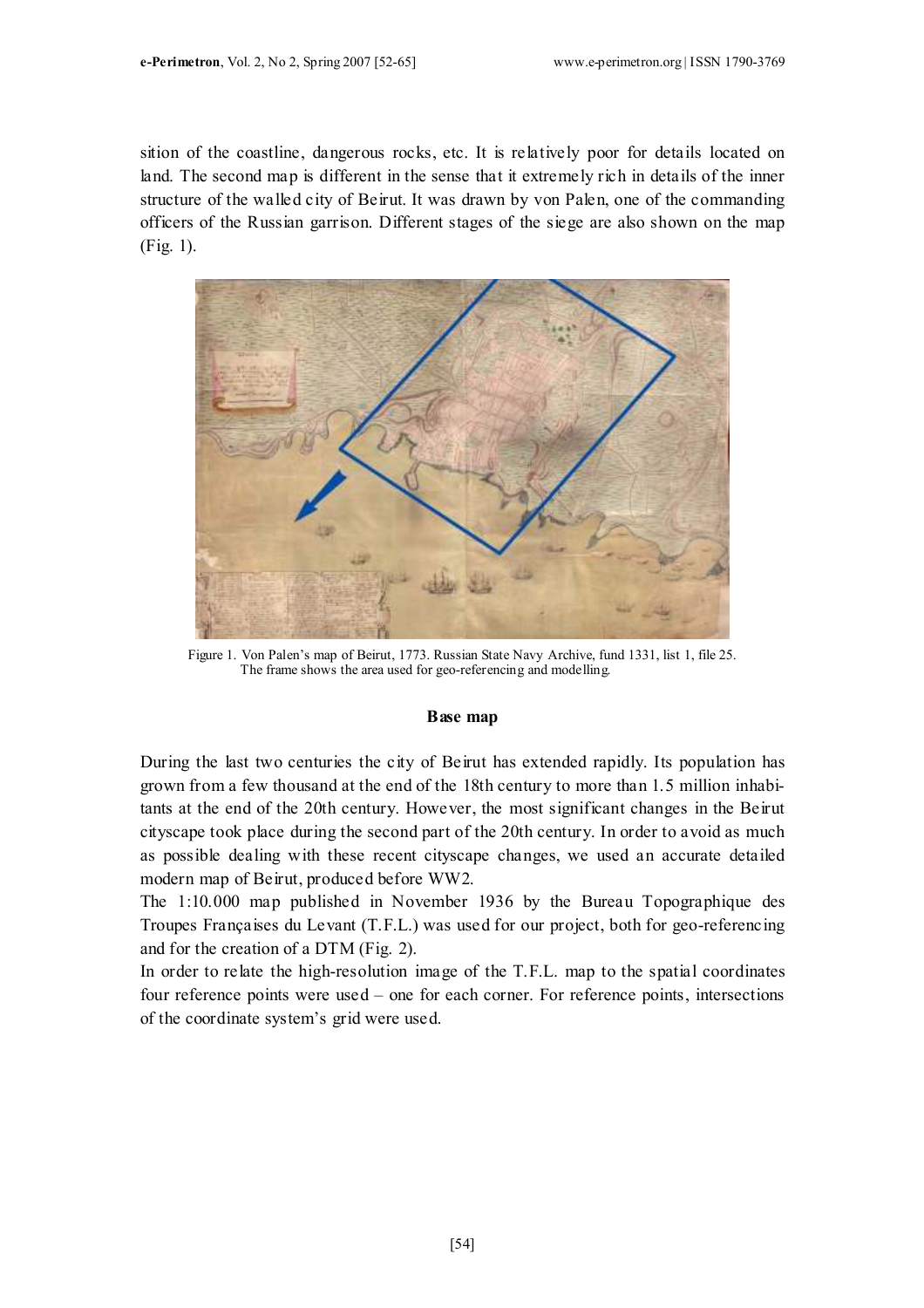sition of the coastline, dangerous rocks, etc. It is relatively poor for details located on land. The second map is different in the sense that it extremely rich in details of the inner structure of the walled city of Beirut. It was drawn by von Palen, one of the commanding officers of the Russian garrison. Different stages of the siege are also shown on the map (Fig. 1).

Figure 1. Von Palen's map of Beirut, 1773. Russian State Navy Archive, fund 1331, list 1, file 25. The frame shows the area used for geo-referencing and modelling.

### Base map

During the last two centuries the city of Beirut has extended rapidly. Its population has grown from a few thousand at the end of the 18th century to more than 1.5 million inhabitants at the end of the 20th century. However, the most significant changes in the Beirut cityscape took place during the second part of the 20th century. In order to avoid as much as possible dealing with these recent cityscape changes, we used an accurate detailed modern map of Beirut, produced before WW2.

The 1:10.000 map published in November 1936 by the Bureau Topographique des Troupes Françaises du Levant (T.F.L.) was used for our project, both for geo-referencing and for the creation of a DTM (Fig. 2).

In order to relate the high-resolution image of the T.F.L. map to the spatial coordinates four reference points were used – one for each corner. For reference points, intersections of the coordinate system's grid were used.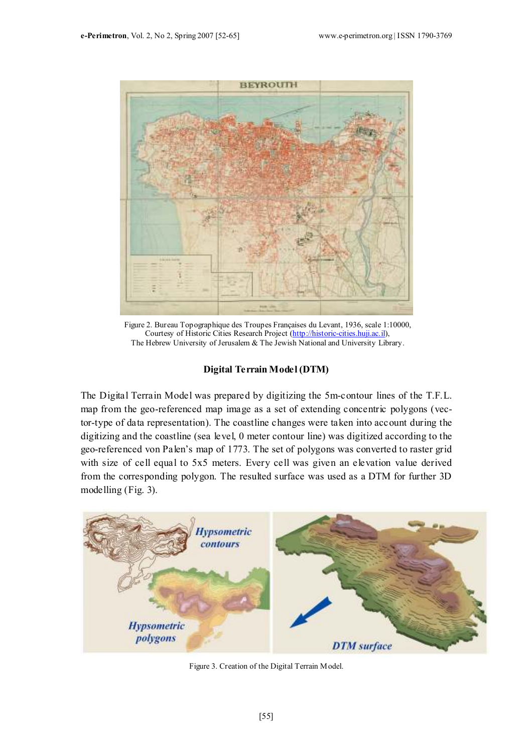Figure 2. Bureau Topographique des Troupes Françaises du Levant, 1936, scale 1:10000, Courtesy of Historic Cities Research Project (http://historic-cities.huji.ac.il), The Hebrew University of Jerusalem & The Jewish National and University Library.

### Digital Terrain Model (DTM)

The Digital Terrain Model was prepared by digitizing the 5m-contour lines of the T.F.L. map from the geo-referenced map image as a set of extending concentric polygons (vector-type of data representation). The coastline changes were taken into account during the digitizing and the coastline (sea level, 0 meter contour line) was digitized according to the geo-referenced von Palen's map of 1773. The set of polygons was converted to raster grid with size of cell equal to 5x5 meters. Every cell was given an elevation value derived from the corresponding polygon. The resulted surface was used as a DTM for further 3D modelling (Fig. 3).

Figure 3. Creation of the Digital Terrain Model.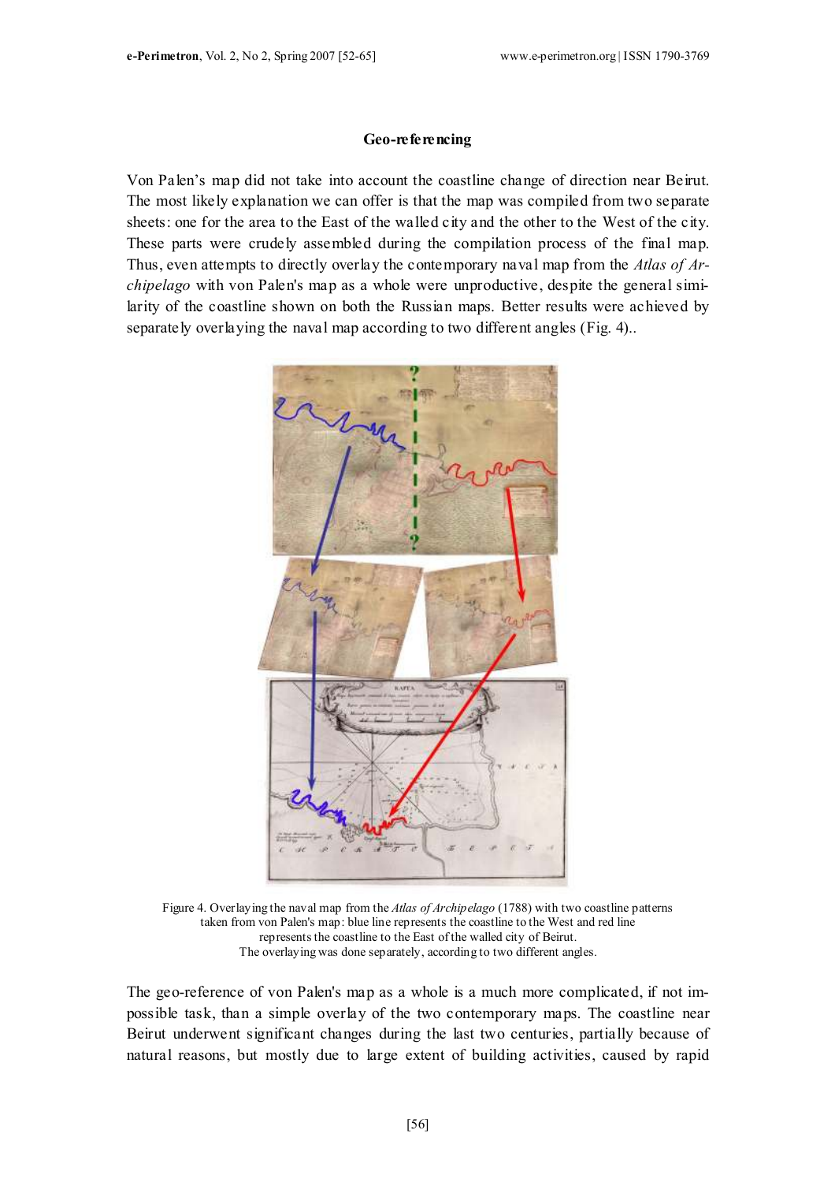### Geo-referencing

Von Palen's map did not take into account the coastline change of direction near Beirut. The most likely explanation we can offer is that the map was compiled from two separate sheets: one for the area to the East of the walled city and the other to the West of the city. These parts were crudely assembled during the compilation process of the final map. Thus, even attempts to directly overlay the contemporary naval map from the *Atlas of Archipelago* with von Palen's map as a whole were unproductive, despite the general similarity of the coastline shown on both the Russian maps. Better results were achieved by separately overlaying the naval map according to two different angles (Fig. 4)..

Figure 4. Overlaying the naval map from the *Atlas of Archipelago* (1788) with two coastline patterns taken from von Palen's map: blue line represents the coastline to the West and red line represents the coastline to the East of the walled city of Beirut. The overlaying was done separately, according to two different angles.

The geo-reference of von Palen's map as a whole is a much more complicated, if not impossible task, than a simple overlay of the two contemporary maps. The coastline near Beirut underwent significant changes during the last two centuries, partially because of natural reasons, but mostly due to large extent of building activities, caused by rapid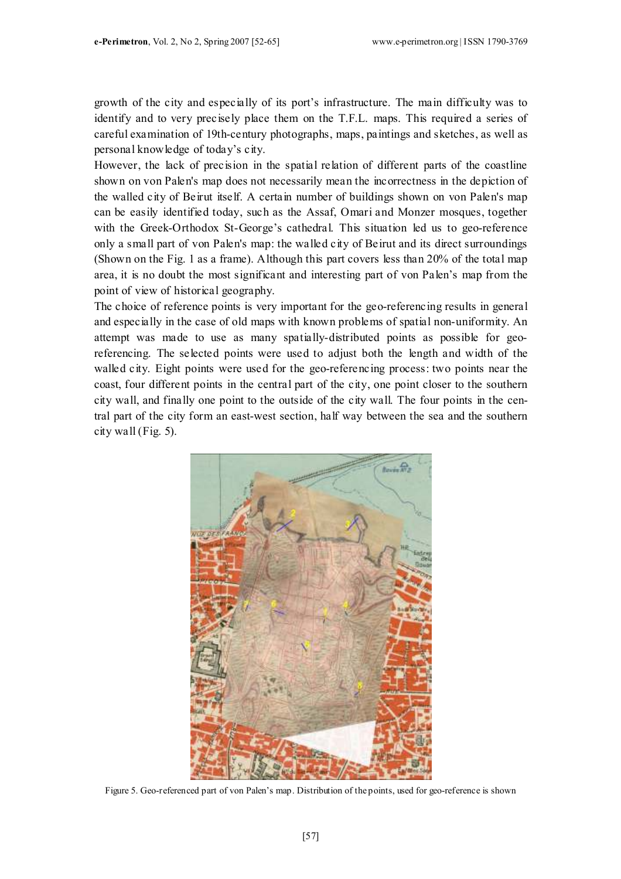growth of the city and especially of its port's infrastructure. The main difficulty was to identify and to very precisely place them on the T.F.L. maps. This required a series of careful examination of 19th-century photographs, maps, paintings and sketches, as well as personal knowledge of today's city.

However, the lack of precision in the spatial relation of different parts of the coastline shown on von Palen's map does not necessarily mean the incorrectness in the depiction of the walled city of Beirut itself. A certain number of buildings shown on von Palen's map can be easily identified today, such as the Assaf, Omari and Monzer mosques, together with the Greek-Orthodox St-George's cathedral. This situation led us to geo-reference only a small part of von Palen's map: the walled city of Beirut and its direct surroundings (Shown on the Fig. 1 as a frame). Although this part covers less than 20% of the total map area, it is no doubt the most significant and interesting part of von Palen's map from the point of view of historical geography.

The choice of reference points is very important for the geo-referencing results in general and especially in the case of old maps with known problems of spatial non-uniformity. An attempt was made to use as many spatially-distributed points as possible for geo-referencing. The selected points were used to adjust both the length and width of the walled city. Eight points were used for the geo-referencing process: two points near the coast, four different points in the central part of the city, one point closer to the southern city wall, and finally one point to the outside of the city wall. The four points in the central part of the city form an east-west section, half way between the sea and the southern city wall (Fig. 5).

Figure 5. Geo-referenced part of von Palen's map. Distribution of the points, used for geo-reference is shown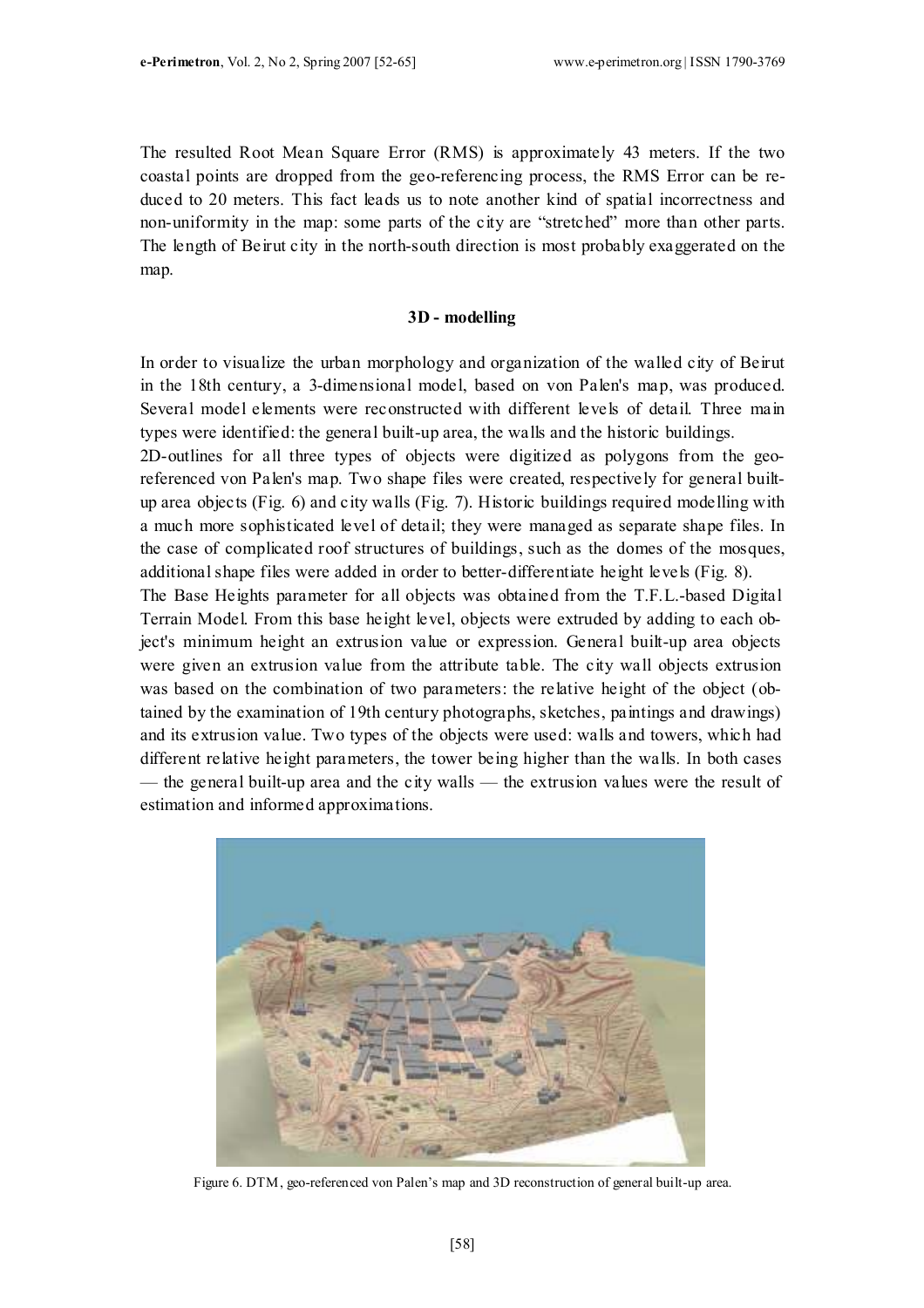The resulted Root Mean Square Error (RMS) is approximately 43 meters. If the two coastal points are dropped from the geo-referencing process, the RMS Error can be reduced to 20 meters. This fact leads us to note another kind of spatial incorrectness and non-uniformity in the map: some parts of the city are "stretched" more than other parts. The length of Beirut city in the north-south direction is most probably exaggerated on the map.

### 3D - modelling

In order to visualize the urban morphology and organization of the walled city of Beirut in the 18th century, a 3-dimensional model, based on von Palen's map, was produced. Several model elements were reconstructed with different levels of detail. Three main types were identified: the general built-up area, the walls and the historic buildings.

2D-outlines for all three types of objects were digitized as polygons from the geo-referenced von Palen's map. Two shape files were created, respectively for general built-up area objects (Fig. 6) and city walls (Fig. 7). Historic buildings required modelling with a much more sophisticated level of detail; they were managed as separate shape files. In the case of complicated roof structures of buildings, such as the domes of the mosques, additional shape files were added in order to better-differentiate height levels (Fig. 8).

The Base Heights parameter for all objects was obtained from the T.F.L.-based Digital Terrain Model. From this base height level, objects were extruded by adding to each object's minimum height an extrusion value or expression. General built-up area objects were given an extrusion value from the attribute table. The city wall objects extrusion was based on the combination of two parameters: the relative height of the object (obtained by the examination of 19th century photographs, sketches, paintings and drawings) and its extrusion value. Two types of the objects were used: walls and towers, which had different relative height parameters, the tower being higher than the walls. In both cases — the general built-up area and the city walls — the extrusion values were the result of estimation and informed approximations.

Figure 6. DTM, geo-referenced von Palen's map and 3D reconstruction of general built-up area.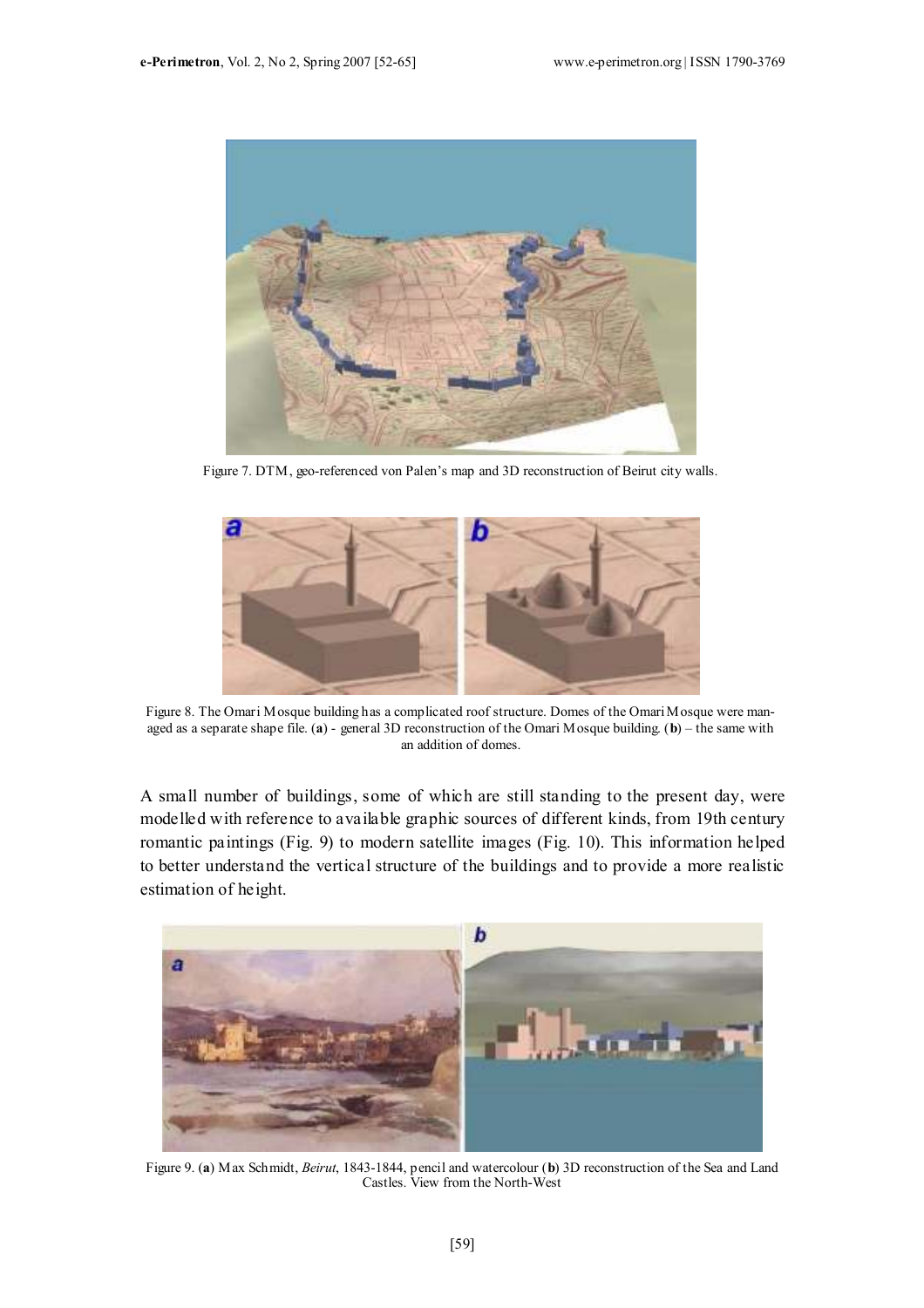Figure 7. DTM, geo-referenced von Palen's map and 3D reconstruction of Beirut city walls.

Figure 8. The Omari Mosque building has a complicated roof structure. Domes of the Omari Mosque were managed as a separate shape file. (**a**) - general 3D reconstruction of the Omari Mosque building. (**b**) – the same with an addition of domes.

A small number of buildings, some of which are still standing to the present day, were modelled with reference to available graphic sources of different kinds, from 19th century romantic paintings (Fig. 9) to modern satellite images (Fig. 10). This information helped to better understand the vertical structure of the buildings and to provide a more realistic estimation of height.

Figure 9. (**a**) Max Schmidt, *Beirut*, 1843-1844, pencil and watercolour (**b**) 3D reconstruction of the Sea and Land Castles. View from the North-West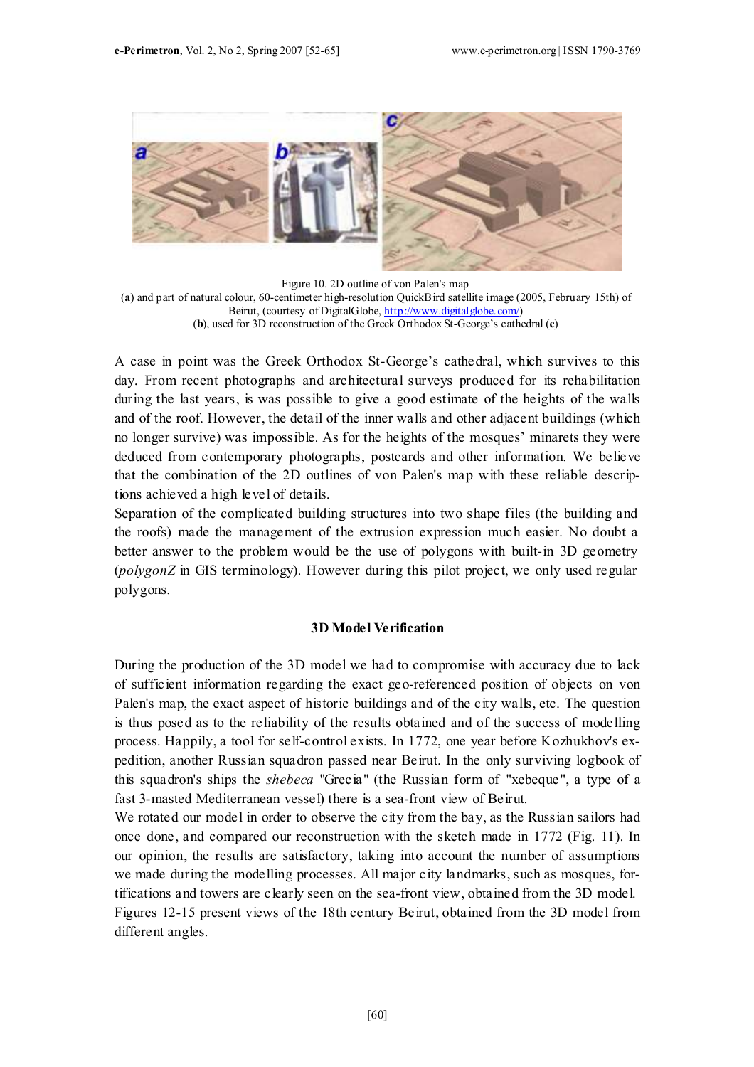Figure 10. 2D outline of von Palen's map
(**a**) and part of natural colour, 60-centimeter high-resolution QuickBird satellite image (2005, February 15th) of Beirut, (courtesy of DigitalGlobe, http://www.digitalglobe.com/)
(**b**), used for 3D reconstruction of the Greek Orthodox St-George's cathedral (**c**)

A case in point was the Greek Orthodox St-George's cathedral, which survives to this day. From recent photographs and architectural surveys produced for its rehabilitation during the last years, is was possible to give a good estimate of the heights of the walls and of the roof. However, the detail of the inner walls and other adjacent buildings (which no longer survive) was impossible. As for the heights of the mosques' minarets they were deduced from contemporary photographs, postcards and other information. We believe that the combination of the 2D outlines of von Palen's map with these reliable descriptions achieved a high level of details.

Separation of the complicated building structures into two shape files (the building and the roofs) made the management of the extrusion expression much easier. No doubt a better answer to the problem would be the use of polygons with built-in 3D geometry (*polygonZ* in GIS terminology). However during this pilot project, we only used regular polygons.

### 3D Model Verification

During the production of the 3D model we had to compromise with accuracy due to lack of sufficient information regarding the exact geo-referenced position of objects on von Palen's map, the exact aspect of historic buildings and of the city walls, etc. The question is thus posed as to the reliability of the results obtained and of the success of modelling process. Happily, a tool for self-control exists. In 1772, one year before Kozhukhov's expedition, another Russian squadron passed near Beirut. In the only surviving logbook of this squadron's ships the *shebeca* "Grecia" (the Russian form of "xebeque", a type of a fast 3-masted Mediterranean vessel) there is a sea-front view of Beirut.

We rotated our model in order to observe the city from the bay, as the Russian sailors had once done, and compared our reconstruction with the sketch made in 1772 (Fig. 11). In our opinion, the results are satisfactory, taking into account the number of assumptions we made during the modelling processes. All major city landmarks, such as mosques, fortifications and towers are clearly seen on the sea-front view, obtained from the 3D model.

Figures 12-15 present views of the 18th century Beirut, obtained from the 3D model from different angles.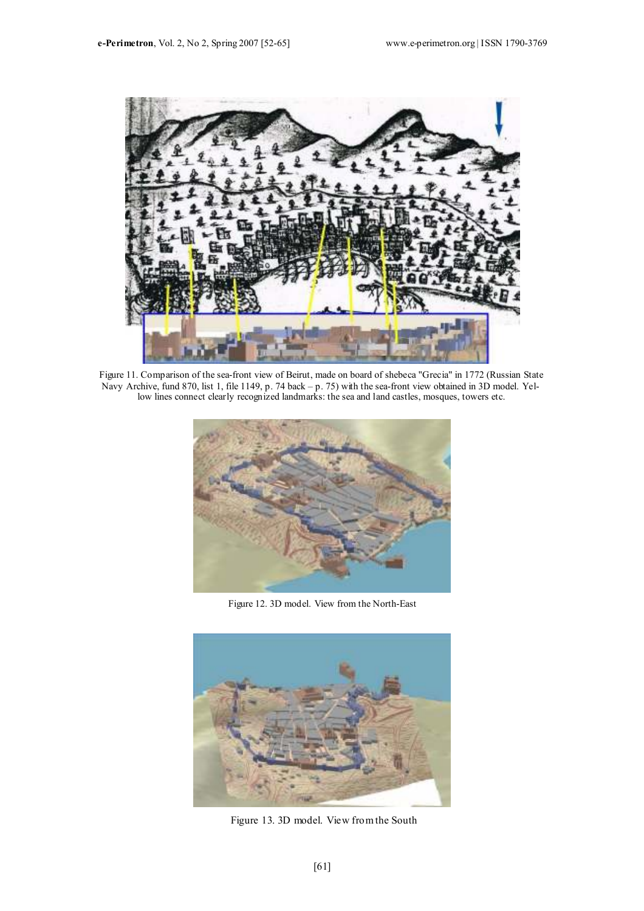Figure 11. Comparison of the sea-front view of Beirut, made on board of shebeca "Grecia" in 1772 (Russian State Navy Archive, fund 870, list 1, file 1149, p. 74 back – p. 75) with the sea-front view obtained in 3D model. Yellow lines connect clearly recognized landmarks: the sea and land castles, mosques, towers etc.

Figure 12. 3D model. View from the North-East

Figure 13. 3D model. View from the South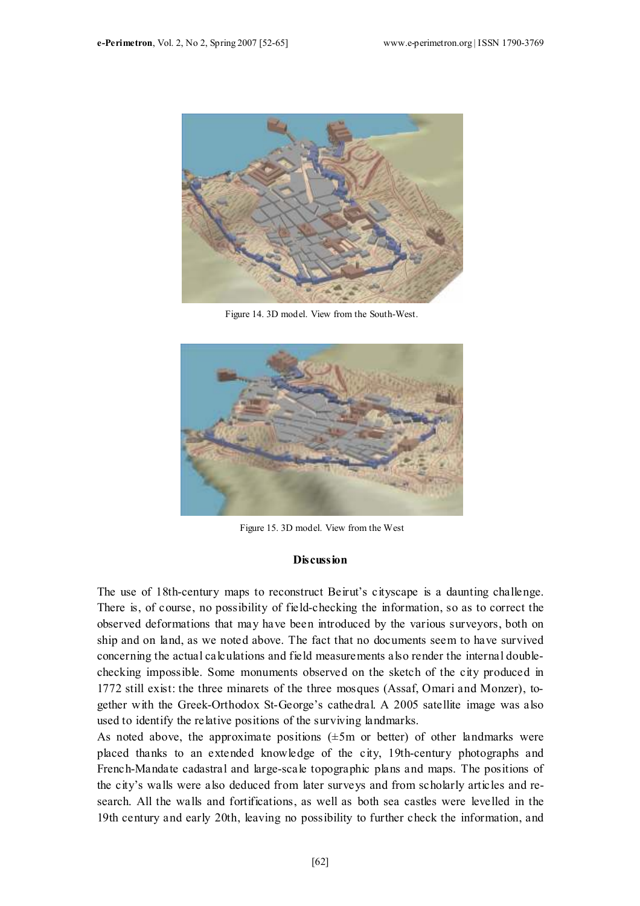Figure 14. 3D model. View from the South-West.

Figure 15. 3D model. View from the West

### Discussion

The use of 18th-century maps to reconstruct Beirut's cityscape is a daunting challenge. There is, of course, no possibility of field-checking the information, so as to correct the observed deformations that may have been introduced by the various surveyors, both on ship and on land, as we noted above. The fact that no documents seem to have survived concerning the actual calculations and field measurements also render the internal double-checking impossible. Some monuments observed on the sketch of the city produced in 1772 still exist: the three minarets of the three mosques (Assaf, Omari and Monzer), together with the Greek-Orthodox St-George's cathedral. A 2005 satellite image was also used to identify the relative positions of the surviving landmarks.

As noted above, the approximate positions (±5m or better) of other landmarks were placed thanks to an extended knowledge of the city, 19th-century photographs and French-Mandate cadastral and large-scale topographic plans and maps. The positions of the city's walls were also deduced from later surveys and from scholarly articles and research. All the walls and fortifications, as well as both sea castles were levelled in the 19th century and early 20th, leaving no possibility to further check the information, and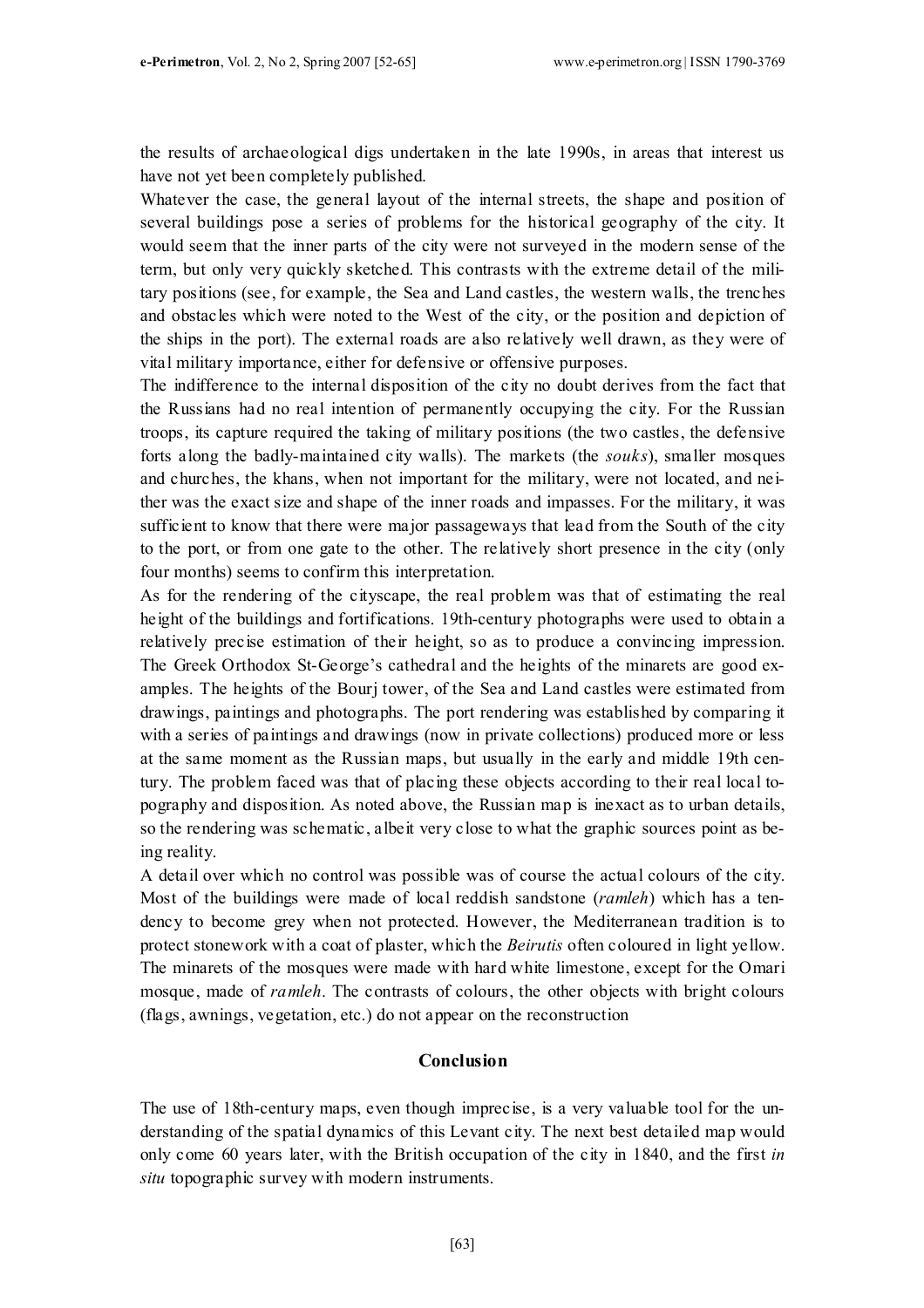the results of archaeological digs undertaken in the late 1990s, in areas that interest us have not yet been completely published.

Whatever the case, the general layout of the internal streets, the shape and position of several buildings pose a series of problems for the historical geography of the city. It would seem that the inner parts of the city were not surveyed in the modern sense of the term, but only very quickly sketched. This contrasts with the extreme detail of the military positions (see, for example, the Sea and Land castles, the western walls, the trenches and obstacles which were noted to the West of the city, or the position and depiction of the ships in the port). The external roads are also relatively well drawn, as they were of vital military importance, either for defensive or offensive purposes.

The indifference to the internal disposition of the city no doubt derives from the fact that the Russians had no real intention of permanently occupying the city. For the Russian troops, its capture required the taking of military positions (the two castles, the defensive forts along the badly-maintained city walls). The markets (the *souks*), smaller mosques and churches, the khans, when not important for the military, were not located, and neither was the exact size and shape of the inner roads and impasses. For the military, it was sufficient to know that there were major passageways that lead from the South of the city to the port, or from one gate to the other. The relatively short presence in the city (only four months) seems to confirm this interpretation.

As for the rendering of the cityscape, the real problem was that of estimating the real height of the buildings and fortifications. 19th-century photographs were used to obtain a relatively precise estimation of their height, so as to produce a convincing impression. The Greek Orthodox St-George's cathedral and the heights of the minarets are good examples. The heights of the Bourj tower, of the Sea and Land castles were estimated from drawings, paintings and photographs. The port rendering was established by comparing it with a series of paintings and drawings (now in private collections) produced more or less at the same moment as the Russian maps, but usually in the early and middle 19th century. The problem faced was that of placing these objects according to their real local topography and disposition. As noted above, the Russian map is inexact as to urban details, so the rendering was schematic, albeit very close to what the graphic sources point as being reality.

A detail over which no control was possible was of course the actual colours of the city. Most of the buildings were made of local reddish sandstone (*ramleh*) which has a tendency to become grey when not protected. However, the Mediterranean tradition is to protect stonework with a coat of plaster, which the *Beirutis* often coloured in light yellow. The minarets of the mosques were made with hard white limestone, except for the Omari mosque, made of *ramleh*. The contrasts of colours, the other objects with bright colours (flags, awnings, vegetation, etc.) do not appear on the reconstruction

## Conclusion

The use of 18th-century maps, even though imprecise, is a very valuable tool for the understanding of the spatial dynamics of this Levant city. The next best detailed map would only come 60 years later, with the British occupation of the city in 1840, and the first *in situ* topographic survey with modern instruments.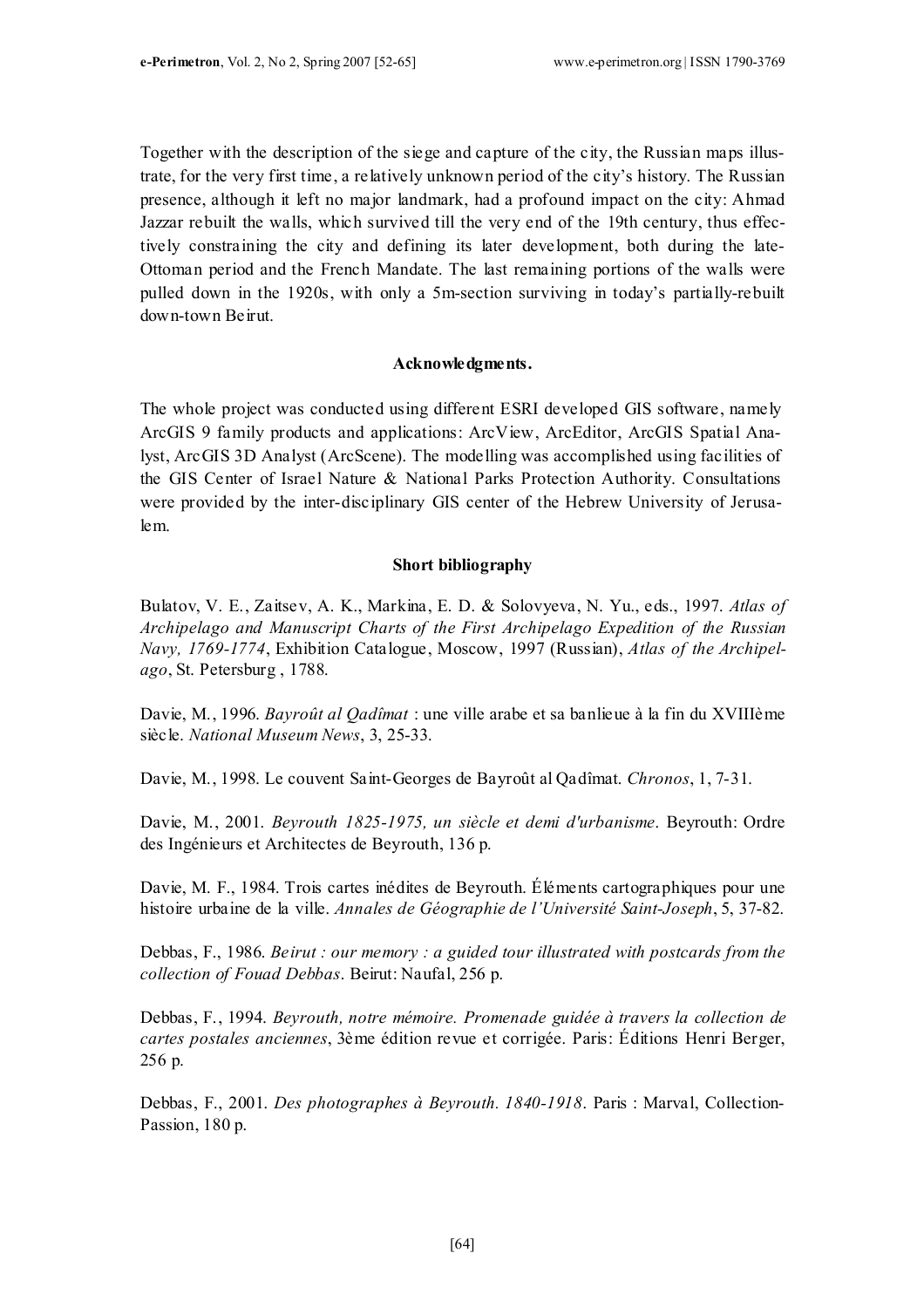Together with the description of the siege and capture of the city, the Russian maps illustrate, for the very first time, a relatively unknown period of the city's history. The Russian presence, although it left no major landmark, had a profound impact on the city: Ahmad Jazzar rebuilt the walls, which survived till the very end of the 19th century, thus effectively constraining the city and defining its later development, both during the late-Ottoman period and the French Mandate. The last remaining portions of the walls were pulled down in the 1920s, with only a 5m-section surviving in today's partially-rebuilt down-town Beirut.

**Acknowledgments.**

The whole project was conducted using different ESRI developed GIS software, namely ArcGIS 9 family products and applications: ArcView, ArcEditor, ArcGIS Spatial Analyst, ArcGIS 3D Analyst (ArcScene). The modelling was accomplished using facilities of the GIS Center of Israel Nature & National Parks Protection Authority. Consultations were provided by the inter-disciplinary GIS center of the Hebrew University of Jerusalem.

**Short bibliography**

Bulatov, V. E., Zaitsev, A. K., Markina, E. D. & Solovyeva, N. Yu., eds., 1997. *Atlas of Archipelago and Manuscript Charts of the First Archipelago Expedition of the Russian Navy, 1769-1774*, Exhibition Catalogue, Moscow, 1997 (Russian), *Atlas of the Archipelago*, St. Petersburg , 1788.

Davie, M., 1996. *Bayroût al Qadîmat* : une ville arabe et sa banlieue à la fin du XVIIIème siècle. *National Museum News*, 3, 25-33.

Davie, M., 1998. Le couvent Saint-Georges de Bayroût al Qadîmat. *Chronos*, 1, 7-31.

Davie, M., 2001. *Beyrouth 1825-1975, un siècle et demi d'urbanisme*. Beyrouth: Ordre des Ingénieurs et Architectes de Beyrouth, 136 p.

Davie, M. F., 1984. Trois cartes inédites de Beyrouth. Éléments cartographiques pour une histoire urbaine de la ville. *Annales de Géographie de l'Université Saint-Joseph*, 5, 37-82.

Debbas, F., 1986. *Beirut : our memory : a guided tour illustrated with postcards from the collection of Fouad Debbas*. Beirut: Naufal, 256 p.

Debbas, F., 1994. *Beyrouth, notre mémoire. Promenade guidée à travers la collection de cartes postales anciennes*, 3ème édition revue et corrigée. Paris: Éditions Henri Berger, 256 p.

Debbas, F., 2001. *Des photographes à Beyrouth. 1840-1918*. Paris : Marval, Collection-Passion, 180 p.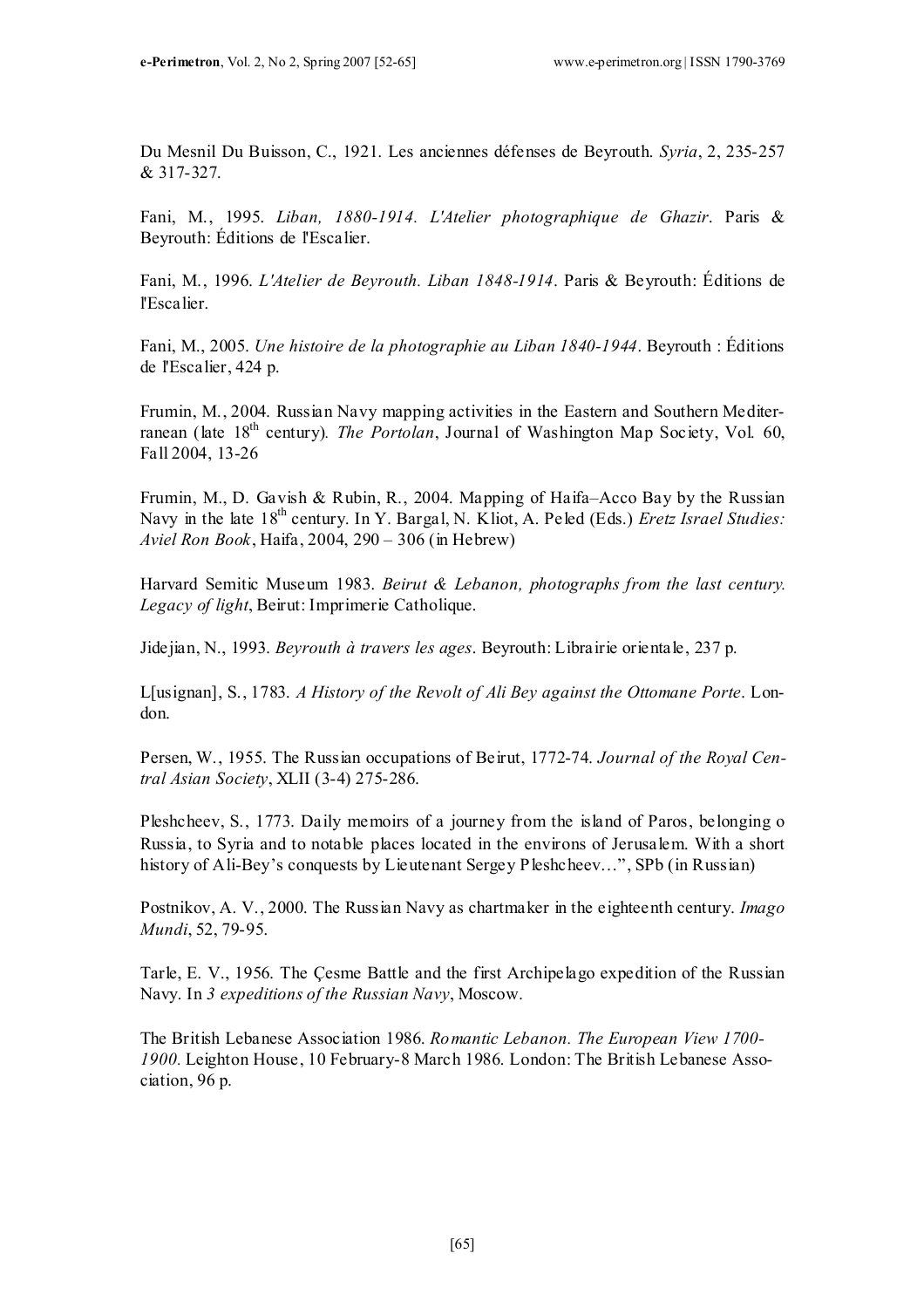Du Mesnil Du Buisson, C., 1921. Les anciennes défenses de Beyrouth. *Syria*, 2, 235-257 & 317-327.

Fani, M., 1995. *Liban, 1880-1914. L'Atelier photographique de Ghazir*. Paris & Beyrouth: Éditions de l'Escalier.

Fani, M., 1996. *L'Atelier de Beyrouth. Liban 1848-1914*. Paris & Beyrouth: Éditions de l'Escalier.

Fani, M., 2005. *Une histoire de la photographie au Liban 1840-1944*. Beyrouth : Éditions de l'Escalier, 424 p.

Frumin, M., 2004. Russian Navy mapping activities in the Eastern and Southern Mediterranean (late 18th century). *The Portolan*, Journal of Washington Map Society, Vol. 60, Fall 2004, 13-26

Frumin, M., D. Gavish & Rubin, R., 2004. Mapping of Haifa–Acco Bay by the Russian Navy in the late 18th century. In Y. Bargal, N. Kliot, A. Peled (Eds.) *Eretz Israel Studies: Aviel Ron Book*, Haifa, 2004, 290 – 306 (in Hebrew)

Harvard Semitic Museum 1983. *Beirut & Lebanon, photographs from the last century. Legacy of light*, Beirut: Imprimerie Catholique.

Jidejian, N., 1993. *Beyrouth à travers les ages*. Beyrouth: Librairie orientale, 237 p.

L[usignan], S., 1783. *A History of the Revolt of Ali Bey against the Ottomane Porte*. London.

Persen, W., 1955. The Russian occupations of Beirut, 1772-74. *Journal of the Royal Central Asian Society*, XLII (3-4) 275-286.

Pleshcheev, S., 1773. Daily memoirs of a journey from the island of Paros, belonging o Russia, to Syria and to notable places located in the environs of Jerusalem. With a short history of Ali-Bey's conquests by Lieutenant Sergey Pleshcheev…", SPb (in Russian)

Postnikov, A. V., 2000. The Russian Navy as chartmaker in the eighteenth century. *Imago Mundi*, 52, 79-95.

Tarle, E. V., 1956. The Çesme Battle and the first Archipelago expedition of the Russian Navy. In *3 expeditions of the Russian Navy*, Moscow.

The British Lebanese Association 1986. *Romantic Lebanon. The European View 1700-1900.* Leighton House, 10 February-8 March 1986. London: The British Lebanese Association, 96 p.